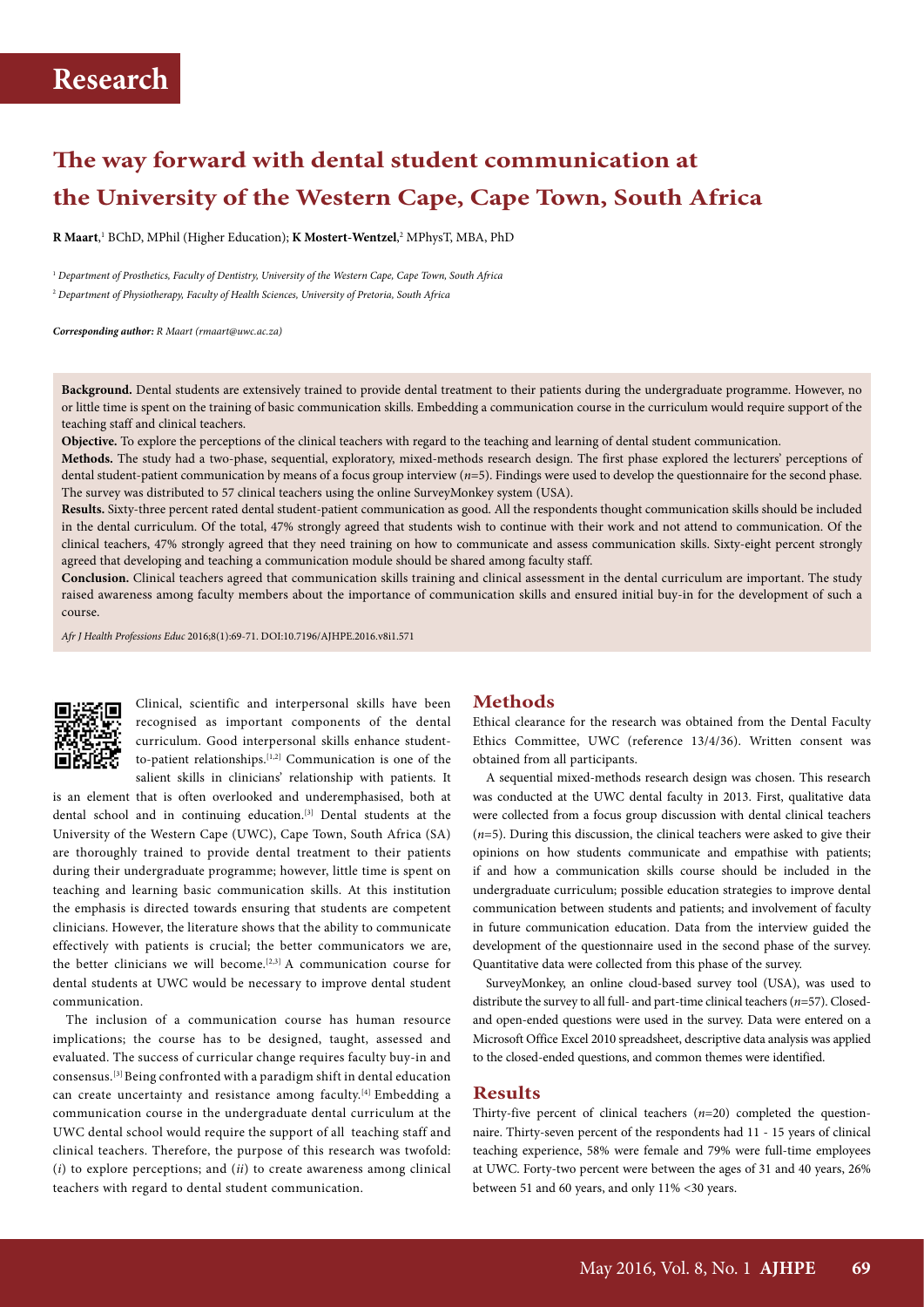# Research

## The way forward with dental student communication at the University of the Western Cape, Cape Town, South Africa

**R Maart**,[1] BChD, MPhil (Higher Education); **K Mostert-Wentzel**,[2] MPhysT, MBA, PhD

[1] *Department of Prosthetics, Faculty of Dentistry, University of the Western Cape, Cape Town, South Africa*

[2] *Department of Physiotherapy, Faculty of Health Sciences, University of Pretoria, South Africa*

***Corresponding author:*** *R Maart (rmaart@uwc.ac.za)*

**Background.** Dental students are extensively trained to provide dental treatment to their patients during the undergraduate programme. However, no or little time is spent on the training of basic communication skills. Embedding a communication course in the curriculum would require support of the teaching staff and clinical teachers.

**Objective.** To explore the perceptions of the clinical teachers with regard to the teaching and learning of dental student communication.

**Methods.** The study had a two-phase, sequential, exploratory, mixed-methods research design. The first phase explored the lecturers' perceptions of dental student-patient communication by means of a focus group interview (*n*=5). Findings were used to develop the questionnaire for the second phase. The survey was distributed to 57 clinical teachers using the online SurveyMonkey system (USA).

**Results.** Sixty-three percent rated dental student-patient communication as good. All the respondents thought communication skills should be included in the dental curriculum. Of the total, 47% strongly agreed that students wish to continue with their work and not attend to communication. Of the clinical teachers, 47% strongly agreed that they need training on how to communicate and assess communication skills. Sixty-eight percent strongly agreed that developing and teaching a communication module should be shared among faculty staff.

**Conclusion.** Clinical teachers agreed that communication skills training and clinical assessment in the dental curriculum are important. The study raised awareness among faculty members about the importance of communication skills and ensured initial buy-in for the development of such a course.

*Afr J Health Professions Educ* 2016;8(1):69-71. DOI:10.7196/AJHPE.2016.v8i1.571

Clinical, scientific and interpersonal skills have been recognised as important components of the dental curriculum. Good interpersonal skills enhance student-to-patient relationships.[1,2] Communication is one of the salient skills in clinicians' relationship with patients. It is an element that is often overlooked and underemphasised, both at dental school and in continuing education.[3] Dental students at the University of the Western Cape (UWC), Cape Town, South Africa (SA) are thoroughly trained to provide dental treatment to their patients during their undergraduate programme; however, little time is spent on teaching and learning basic communication skills. At this institution the emphasis is directed towards ensuring that students are competent clinicians. However, the literature shows that the ability to communicate effectively with patients is crucial; the better communicators we are, the better clinicians we will become.[2,3] A communication course for dental students at UWC would be necessary to improve dental student communication.

The inclusion of a communication course has human resource implications; the course has to be designed, taught, assessed and evaluated. The success of curricular change requires faculty buy-in and consensus.[3] Being confronted with a paradigm shift in dental education can create uncertainty and resistance among faculty.[4] Embedding a communication course in the undergraduate dental curriculum at the UWC dental school would require the support of all teaching staff and clinical teachers. Therefore, the purpose of this research was twofold: (*i*) to explore perceptions; and (*ii*) to create awareness among clinical teachers with regard to dental student communication.

## Methods

Ethical clearance for the research was obtained from the Dental Faculty Ethics Committee, UWC (reference 13/4/36). Written consent was obtained from all participants.

A sequential mixed-methods research design was chosen. This research was conducted at the UWC dental faculty in 2013. First, qualitative data were collected from a focus group discussion with dental clinical teachers (*n*=5). During this discussion, the clinical teachers were asked to give their opinions on how students communicate and empathise with patients; if and how a communication skills course should be included in the undergraduate curriculum; possible education strategies to improve dental communication between students and patients; and involvement of faculty in future communication education. Data from the interview guided the development of the questionnaire used in the second phase of the survey. Quantitative data were collected from this phase of the survey.

SurveyMonkey, an online cloud-based survey tool (USA), was used to distribute the survey to all full- and part-time clinical teachers (*n*=57). Closed- and open-ended questions were used in the survey. Data were entered on a Microsoft Office Excel 2010 spreadsheet, descriptive data analysis was applied to the closed-ended questions, and common themes were identified.

## Results

Thirty-five percent of clinical teachers (*n*=20) completed the questionnaire. Thirty-seven percent of the respondents had 11 - 15 years of clinical teaching experience, 58% were female and 79% were full-time employees at UWC. Forty-two percent were between the ages of 31 and 40 years, 26% between 51 and 60 years, and only 11% <30 years.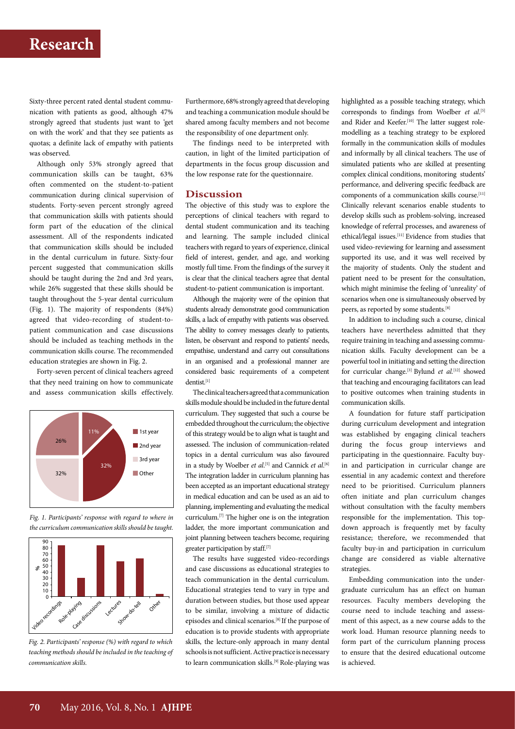Sixty-three percent rated dental student communication with patients as good, although 47% strongly agreed that students just want to 'get on with the work' and that they see patients as quotas; a definite lack of empathy with patients was observed.

Although only 53% strongly agreed that communication skills can be taught, 63% often commented on the student-to-patient communication during clinical supervision of students. Forty-seven percent strongly agreed that communication skills with patients should form part of the education of the clinical assessment. All of the respondents indicated that communication skills should be included in the dental curriculum in future. Sixty-four percent suggested that communication skills should be taught during the 2nd and 3rd years, while 26% suggested that these skills should be taught throughout the 5-year dental curriculum (Fig. 1). The majority of respondents (84%) agreed that video-recording of student-to-patient communication and case discussions should be included as teaching methods in the communication skills course. The recommended education strategies are shown in Fig. 2.

Forty-seven percent of clinical teachers agreed that they need training on how to communicate and assess communication skills effectively.

*Fig. 1. Participants' response with regard to where in the curriculum communication skills should be taught.*

*Fig. 2. Participants' response (%) with regard to which teaching methods should be included in the teaching of communication skills.*

Furthermore, 68% strongly agreed that developing and teaching a communication module should be shared among faculty members and not become the responsibility of one department only.

The findings need to be interpreted with caution, in light of the limited participation of departments in the focus group discussion and the low response rate for the questionnaire.

## Discussion

The objective of this study was to explore the perceptions of clinical teachers with regard to dental student communication and its teaching and learning. The sample included clinical teachers with regard to years of experience, clinical field of interest, gender, and age, and working mostly full time. From the findings of the survey it is clear that the clinical teachers agree that dental student-to-patient communication is important.

Although the majority were of the opinion that students already demonstrate good communication skills, a lack of empathy with patients was observed. The ability to convey messages clearly to patients, listen, be observant and respond to patients' needs, empathise, understand and carry out consultations in an organised and a professional manner are considered basic requirements of a competent dentist.[1]

The clinical teachers agreed that a communication skills module should be included in the future dental curriculum. They suggested that such a course be embedded throughout the curriculum; the objective of this strategy would be to align what is taught and assessed. The inclusion of communication-related topics in a dental curriculum was also favoured in a study by Woelber *et al.*[5] and Cannick *et al.*[6] The integration ladder in curriculum planning has been accepted as an important educational strategy in medical education and can be used as an aid to planning, implementing and evaluating the medical curriculum.[7] The higher one is on the integration ladder, the more important communication and joint planning between teachers become, requiring greater participation by staff.[7]

The results have suggested video-recordings and case discussions as educational strategies to teach communication in the dental curriculum. Educational strategies tend to vary in type and duration between studies, but those used appear to be similar, involving a mixture of didactic episodes and clinical scenarios.[8] If the purpose of education is to provide students with appropriate skills, the lecture-only approach in many dental schools is not sufficient. Active practice is necessary to learn communication skills.[9] Role-playing was highlighted as a possible teaching strategy, which corresponds to findings from Woelber *et al.*[5] and Rider and Keefer.[10] The latter suggest role-modelling as a teaching strategy to be explored formally in the communication skills of modules and informally by all clinical teachers. The use of simulated patients who are skilled at presenting complex clinical conditions, monitoring students' performance, and delivering specific feedback are components of a communication skills course.[11] Clinically relevant scenarios enable students to develop skills such as problem-solving, increased knowledge of referral processes, and awareness of ethical/legal issues.[11] Evidence from studies that used video-reviewing for learning and assessment supported its use, and it was well received by the majority of students. Only the student and patient need to be present for the consultation, which might minimise the feeling of 'unreality' of scenarios when one is simultaneously observed by peers, as reported by some students.[8]

In addition to including such a course, clinical teachers have nevertheless admitted that they require training in teaching and assessing communication skills. Faculty development can be a powerful tool in initiating and setting the direction for curricular change.[3] Bylund *et al.*[12] showed that teaching and encouraging facilitators can lead to positive outcomes when training students in communication skills.

A foundation for future staff participation during curriculum development and integration was established by engaging clinical teachers during the focus group interviews and participating in the questionnaire. Faculty buy-in and participation in curricular change are essential in any academic context and therefore need to be prioritised. Curriculum planners often initiate and plan curriculum changes without consultation with the faculty members responsible for the implementation. This top-down approach is frequently met by faculty resistance; therefore, we recommended that faculty buy-in and participation in curriculum change are considered as viable alternative strategies.

Embedding communication into the undergraduate curriculum has an effect on human resources. Faculty members developing the course need to include teaching and assessment of this aspect, as a new course adds to the work load. Human resource planning needs to form part of the curriculum planning process to ensure that the desired educational outcome is achieved.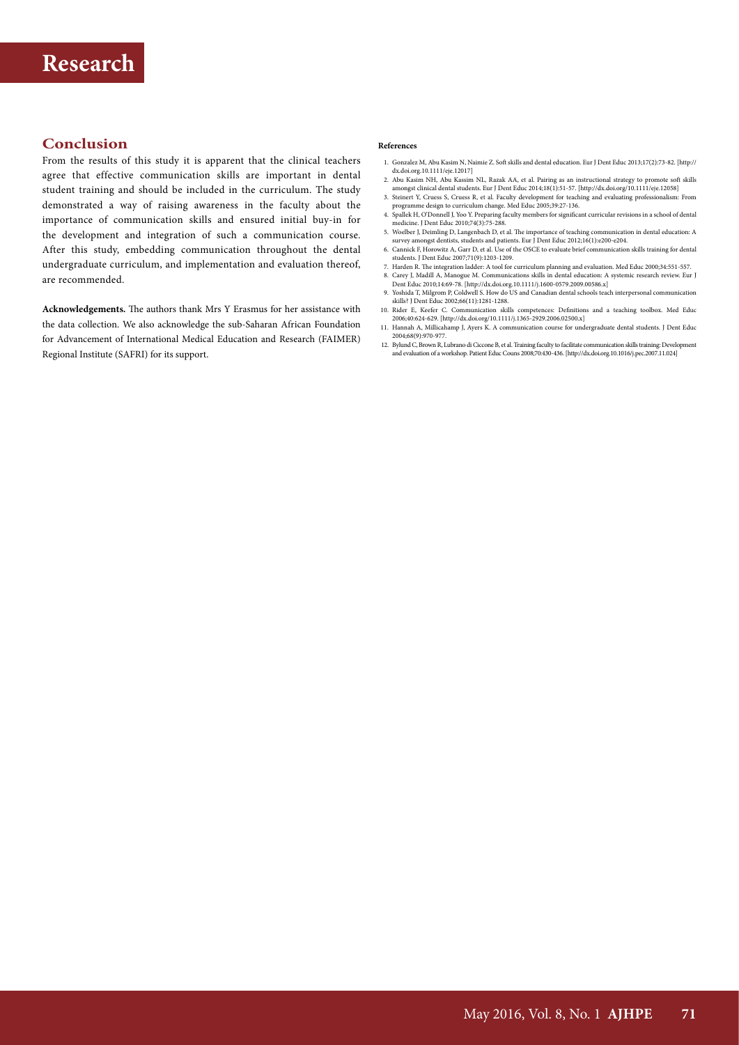## Conclusion

From the results of this study it is apparent that the clinical teachers agree that effective communication skills are important in dental student training and should be included in the curriculum. The study demonstrated a way of raising awareness in the faculty about the importance of communication skills and ensured initial buy-in for the development and integration of such a communication course. After this study, embedding communication throughout the dental undergraduate curriculum, and implementation and evaluation thereof, are recommended.

**Acknowledgements.** The authors thank Mrs Y Erasmus for her assistance with the data collection. We also acknowledge the sub-Saharan African Foundation for Advancement of International Medical Education and Research (FAIMER) Regional Institute (SAFRI) for its support.

**References**

1. Gonzalez M, Abu Kasim N, Naimie Z. Soft skills and dental education. Eur J Dent Educ 2013;17(2):73-82. [http://dx.doi.org.10.1111/eje.12017]
2. Abu Kasim NH, Abu Kassim NL, Razak AA, et al. Pairing as an instructional strategy to promote soft skills amongst clinical dental students. Eur J Dent Educ 2014;18(1):51-57. [http://dx.doi.org/10.1111/eje.12058]
3. Steinert Y, Cruess S, Cruess R, et al. Faculty development for teaching and evaluating professionalism: From programme design to curriculum change. Med Educ 2005;39:27-136.
4. Spallek H, O'Donnell J, Yoo Y. Preparing faculty members for significant curricular revisions in a school of dental medicine. J Dent Educ 2010;74(3):75-288.
5. Woelber J, Deimling D, Langenbach D, et al. The importance of teaching communication in dental education: A survey amongst dentists, students and patients. Eur J Dent Educ 2012;16(1):e200-e204.
6. Cannick F, Horowitz A, Garr D, et al. Use of the OSCE to evaluate brief communication skills training for dental students. J Dent Educ 2007;71(9):1203-1209.
7. Harden R. The integration ladder: A tool for curriculum planning and evaluation. Med Educ 2000;34:551-557.
8. Carey J, Madill A, Manogue M. Communications skills in dental education: A systemic research review. Eur J Dent Educ 2010;14:69-78. [http://dx.doi.org.10.1111/j.1600-0579.2009.00586.x]
9. Yoshida T, Milgrom P, Coldwell S. How do US and Canadian dental schools teach interpersonal communication skills? J Dent Educ 2002;66(11):1281-1288.
10. Rider E, Keefer C. Communication skills competences: Definitions and a teaching toolbox. Med Educ 2006;40:624-629. [http://dx.doi.org/10.1111/j.1365-2929.2006.02500.x]
11. Hannah A, Millicahamp J, Ayers K. A communication course for undergraduate dental students. J Dent Educ 2004;68(9):970-977.
12. Bylund C, Brown R, Lubrano di Ciccone B, et al. Training faculty to facilitate communication skills training: Development and evaluation of a workshop. Patient Educ Couns 2008;70:430-436. [http://dx.doi.org.10.1016/j.pec.2007.11.024]